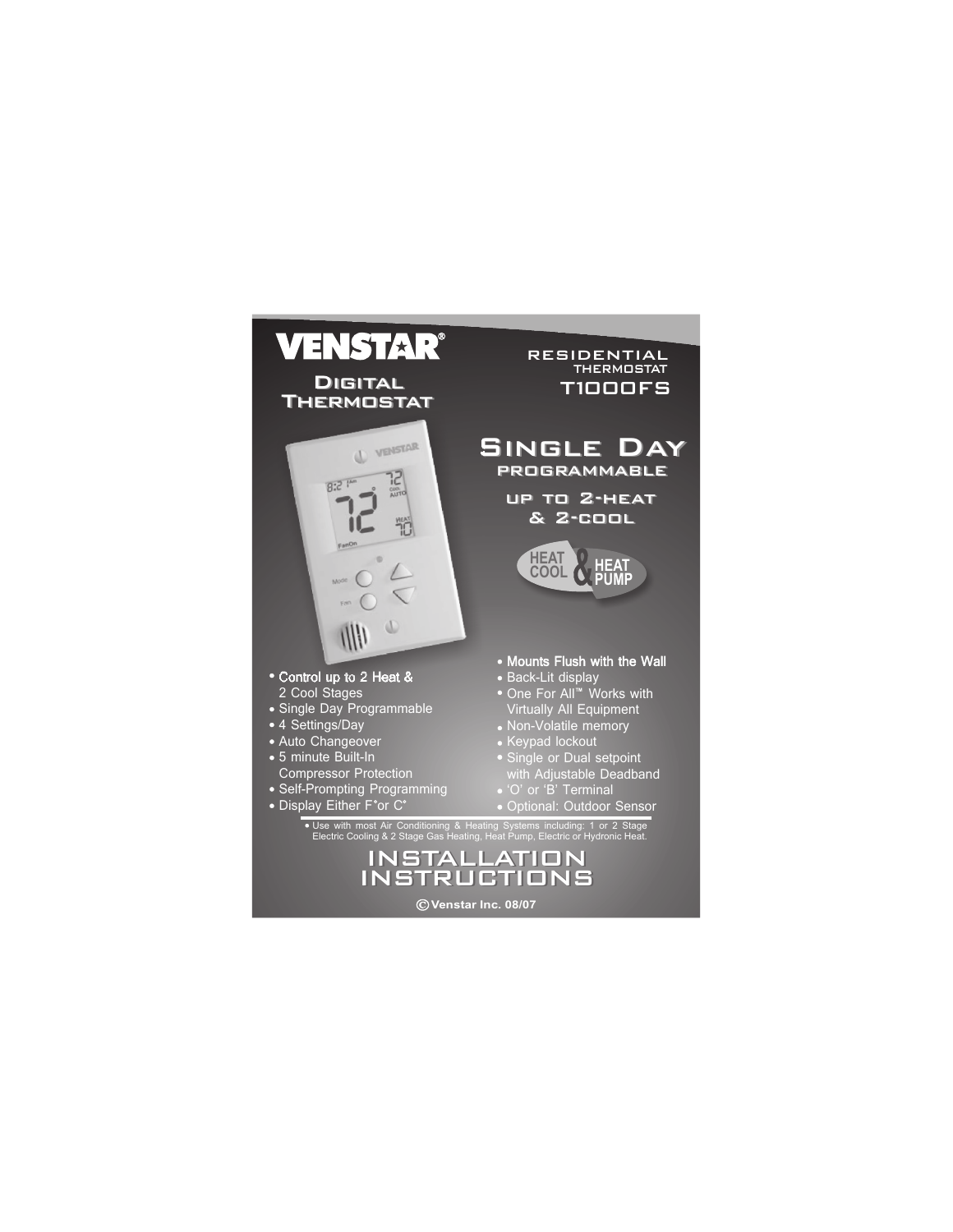# VENSTAR®

## Digital Thermostat

RESIDENTIAL THERMOSTAT
**T1000FS**

## Single Day
### PROGRAMMABLE

### UP TO 2-HEAT & 2-COOL

HEAT COOL & HEAT PUMP

- Control up to 2 Heat & 2 Cool Stages
- Single Day Programmable
- 4 Settings/Day
- Auto Changeover
- 5 minute Built-In Compressor Protection
- Self-Prompting Programming
- Display Either F° or C°
- Mounts Flush with the Wall
- Back-Lit display
- One For All™ Works with Virtually All Equipment
- Non-Volatile memory
- Keypad lockout
- Single or Dual setpoint with Adjustable Deadband
- 'O' or 'B' Terminal
- Optional: Outdoor Sensor

- Use with most Air Conditioning & Heating Systems including: 1 or 2 Stage Electric Cooling & 2 Stage Gas Heating, Heat Pump, Electric or Hydronic Heat.

# INSTALLATION INSTRUCTIONS

© Venstar Inc. 08/07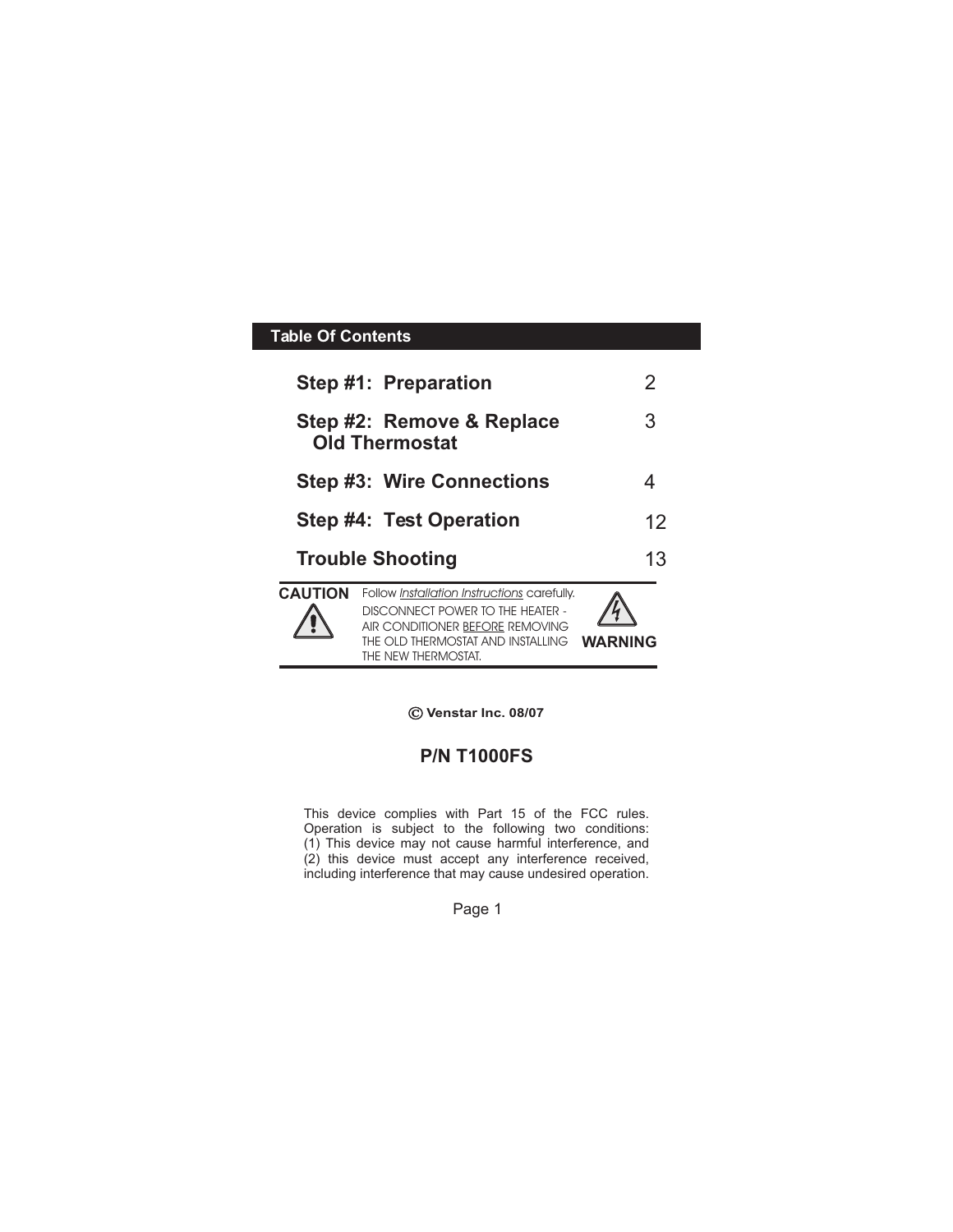## Table Of Contents

| | |
|---|---|
| **Step #1: Preparation** | 2 |
| **Step #2: Remove & Replace Old Thermostat** | 3 |
| **Step #3: Wire Connections** | 4 |
| **Step #4: Test Operation** | 12 |
| **Trouble Shooting** | 13 |

**CAUTION** Follow *Installation Instructions* carefully.

DISCONNECT POWER TO THE HEATER - AIR CONDITIONER BEFORE REMOVING THE OLD THERMOSTAT AND INSTALLING THE NEW THERMOSTAT.

**WARNING**

**© Venstar Inc. 08/07**

**P/N T1000FS**

This device complies with Part 15 of the FCC rules. Operation is subject to the following two conditions: (1) This device may not cause harmful interference, and (2) this device must accept any interference received, including interference that may cause undesired operation.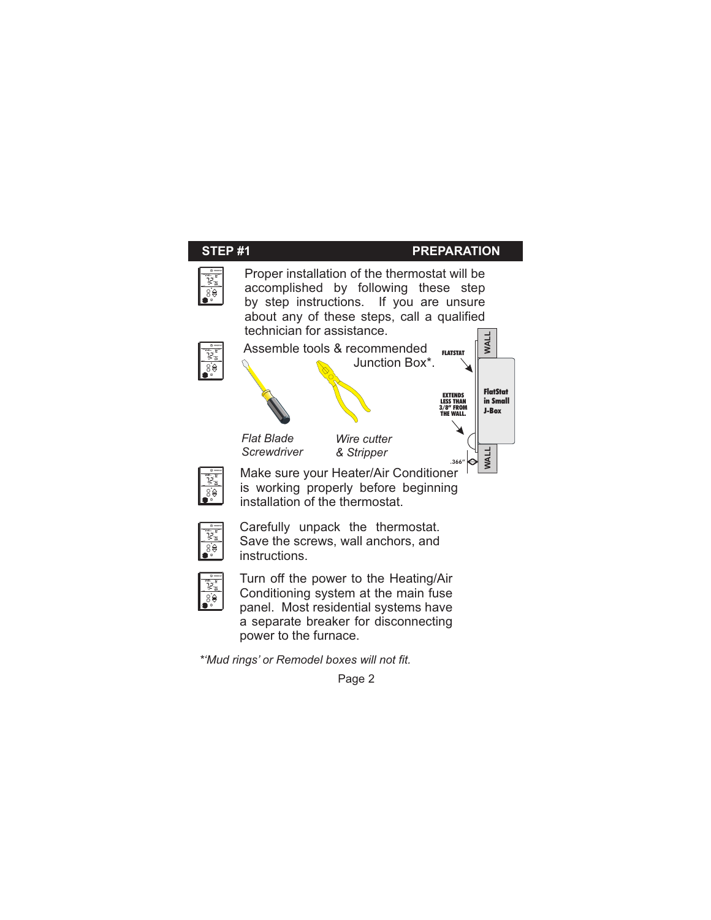## STEP #1 PREPARATION

Proper installation of the thermostat will be accomplished by following these step by step instructions. If you are unsure about any of these steps, call a qualified technician for assistance.

Assemble tools & recommended Junction Box*.

*Flat Blade Screwdriver* *Wire cutter & Stripper*

FLATSTAT

WALL

FlatStat in Small J-Box

EXTENDS LESS THAN 3/8" FROM THE WALL.

.366"

WALL

Make sure your Heater/Air Conditioner is working properly before beginning installation of the thermostat.

Carefully unpack the thermostat. Save the screws, wall anchors, and instructions.

Turn off the power to the Heating/Air Conditioning system at the main fuse panel. Most residential systems have a separate breaker for disconnecting power to the furnace.

**'Mud rings' or Remodel boxes will not fit.*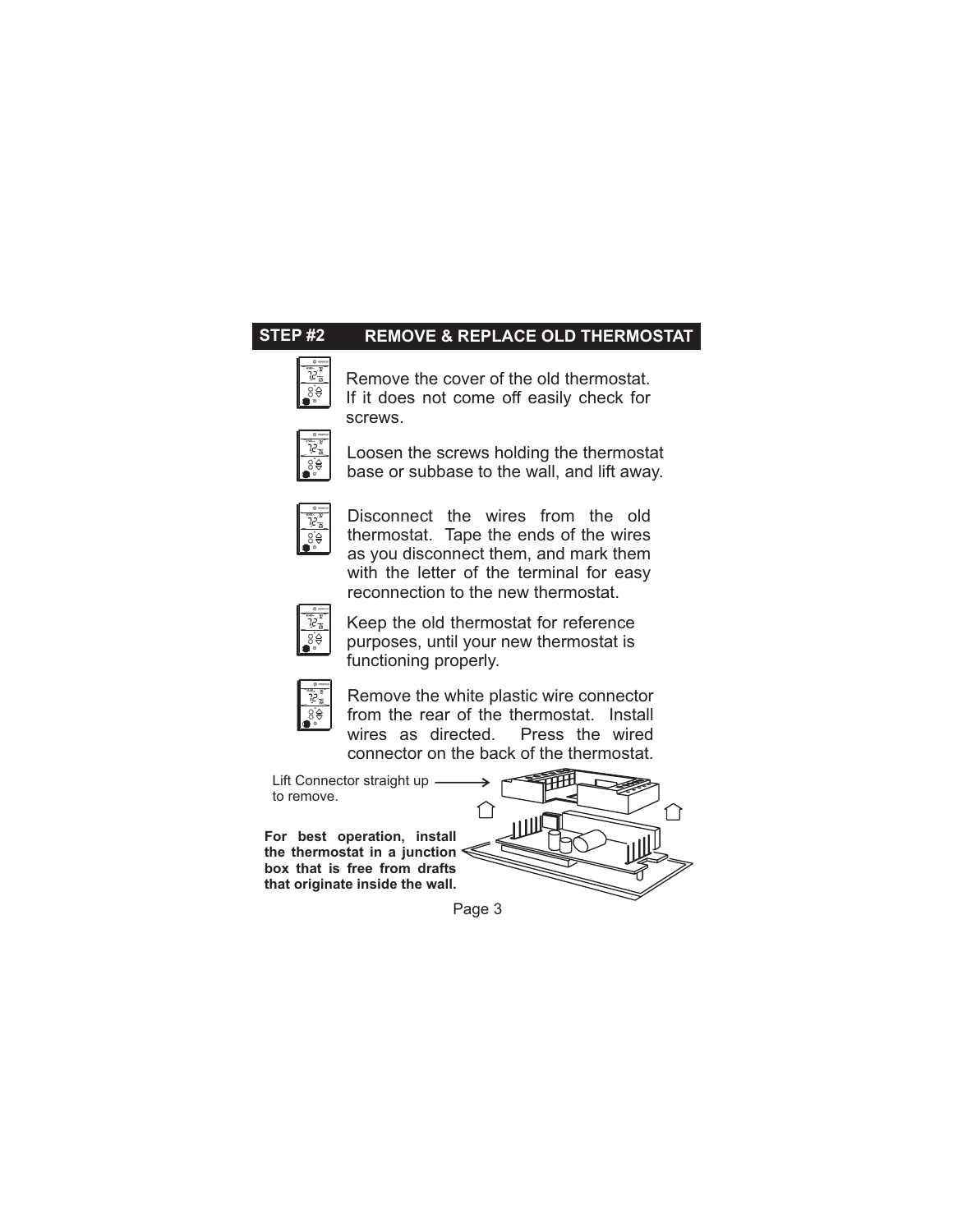## STEP #2 REMOVE & REPLACE OLD THERMOSTAT

Remove the cover of the old thermostat. If it does not come off easily check for screws.

Loosen the screws holding the thermostat base or subbase to the wall, and lift away.

Disconnect the wires from the old thermostat. Tape the ends of the wires as you disconnect them, and mark them with the letter of the terminal for easy reconnection to the new thermostat.

Keep the old thermostat for reference purposes, until your new thermostat is functioning properly.

Remove the white plastic wire connector from the rear of the thermostat. Install wires as directed. Press the wired connector on the back of the thermostat.

Lift Connector straight up to remove.

**For best operation, install the thermostat in a junction box that is free from drafts that originate inside the wall.**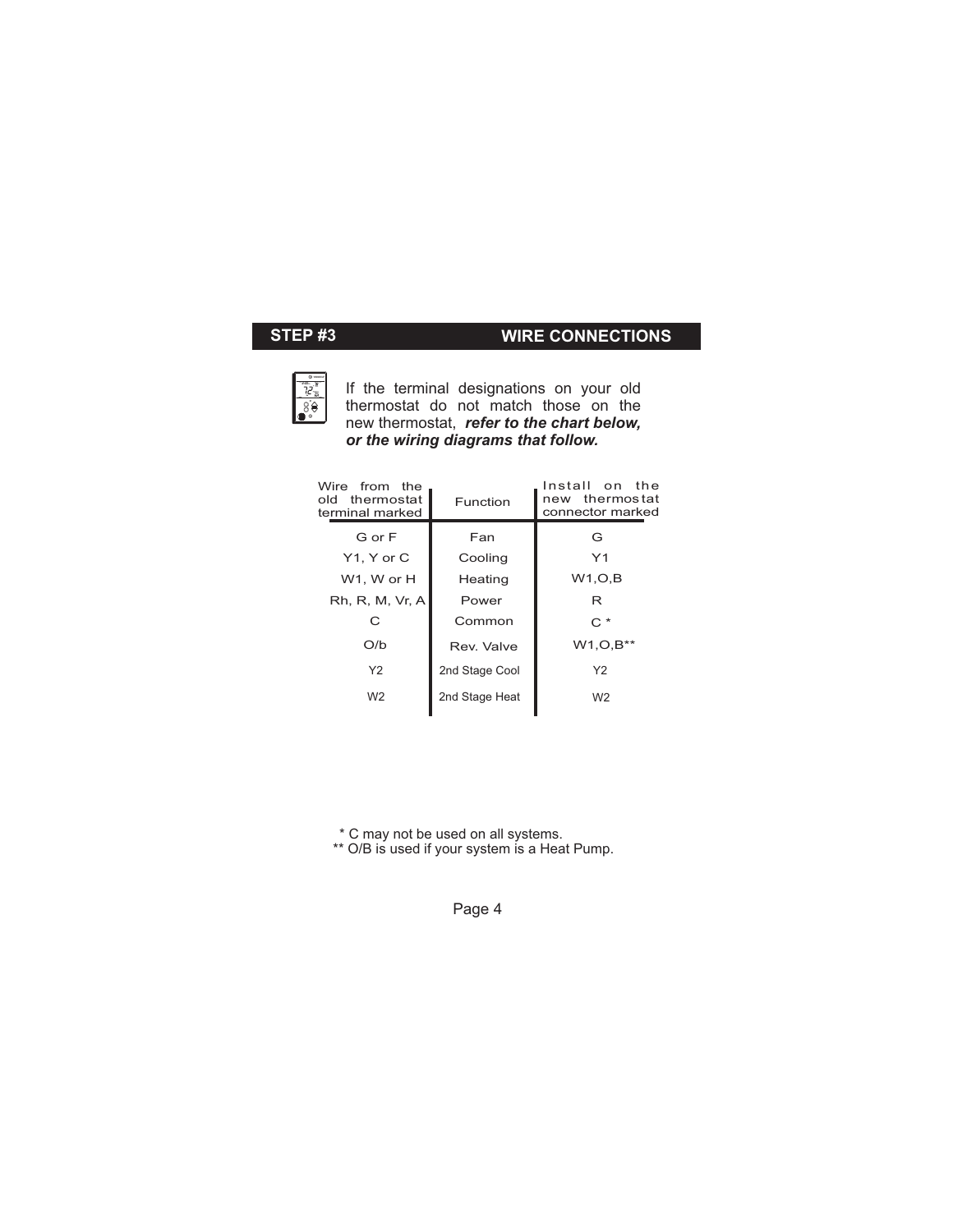## STEP #3 WIRE CONNECTIONS

If the terminal designations on your old thermostat do not match those on the new thermostat, ***refer to the chart below, or the wiring diagrams that follow.***

| Wire from the old thermostat terminal marked | Function | Install on the new thermostat connector marked |
|---|---|---|
| G or F | Fan | G |
| Y1, Y or C | Cooling | Y1 |
| W1, W or H | Heating | W1,O,B |
| Rh, R, M, Vr, A | Power | R |
| C | Common | C * |
| O/b | Rev. Valve | W1,O,B** |
| Y2 | 2nd Stage Cool | Y2 |
| W2 | 2nd Stage Heat | W2 |

\* C may not be used on all systems.
\** O/B is used if your system is a Heat Pump.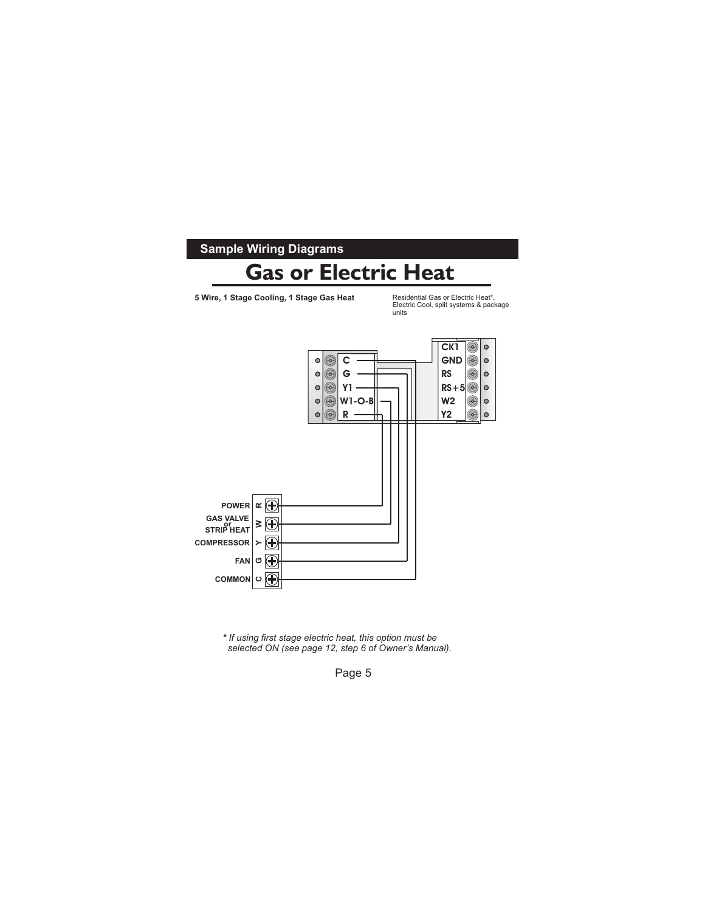## Sample Wiring Diagrams

# Gas or Electric Heat

**5 Wire, 1 Stage Cooling, 1 Stage Gas Heat**

Residential Gas or Electric Heat*, Electric Cool, split systems & package units

C
G
Y1
W1-O-B
R

CK1
GND
RS
RS+5
W2
Y2

POWER R
GAS VALVE or STRIP HEAT W
COMPRESSOR Y
FAN G
COMMON C

*\* If using first stage electric heat, this option must be selected ON (see page 12, step 6 of Owner's Manual).*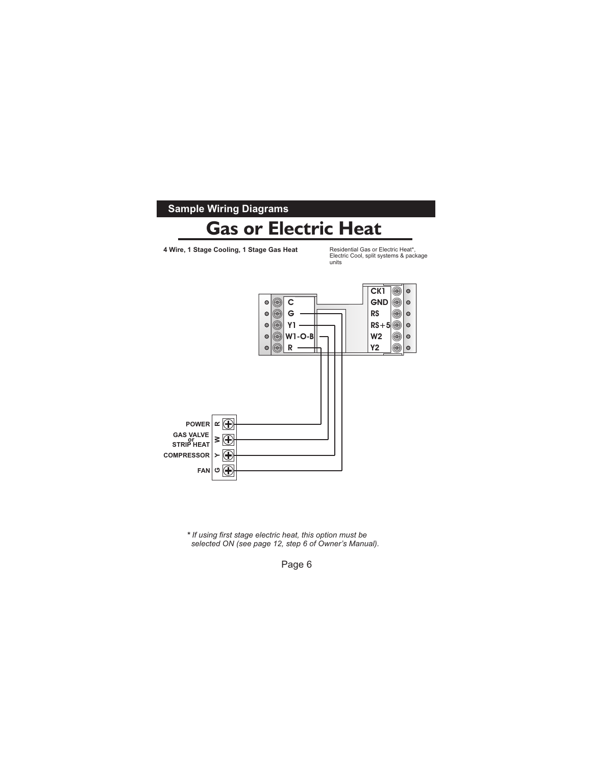## Sample Wiring Diagrams

# Gas or Electric Heat

**4 Wire, 1 Stage Cooling, 1 Stage Gas Heat**

Residential Gas or Electric Heat*, Electric Cool, split systems & package units

C
G
Y1
W1-O-B
R

CK1
GND
RS
RS+5
W2
Y2

POWER R
GAS VALVE or STRIP HEAT W
COMPRESSOR Y
FAN G

*** *If using first stage electric heat, this option must be selected ON (see page 12, step 6 of Owner's Manual).*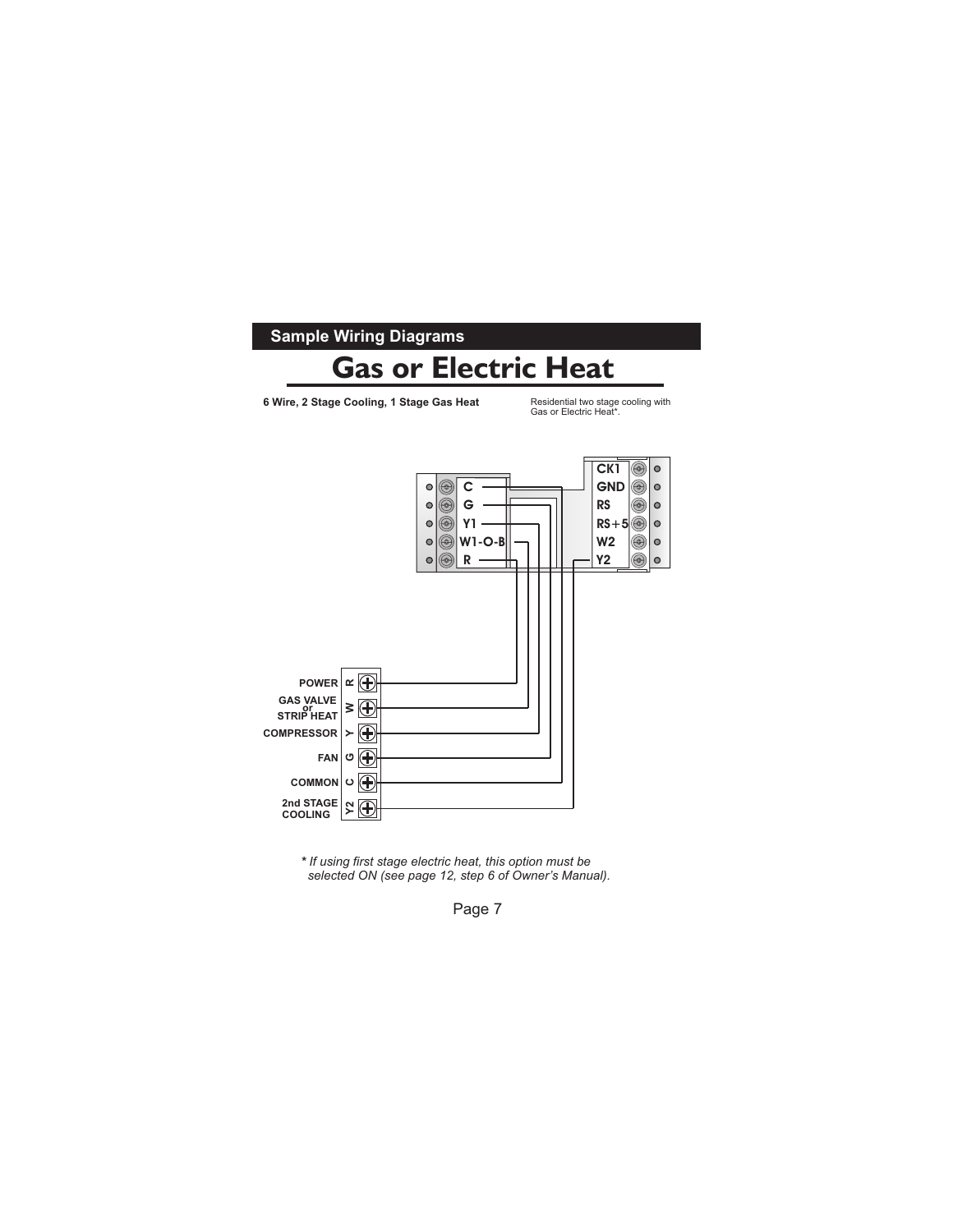## Sample Wiring Diagrams

# Gas or Electric Heat

**6 Wire, 2 Stage Cooling, 1 Stage Gas Heat**

Residential two stage cooling with Gas or Electric Heat*.

C
G
Y1
W1-O-B
R

CK1
GND
RS
RS+5
W2
Y2

POWER R
GAS VALVE or STRIP HEAT W
COMPRESSOR Y
FAN G
COMMON C
2nd STAGE COOLING Y2

*\* If using first stage electric heat, this option must be selected ON (see page 12, step 6 of Owner's Manual).*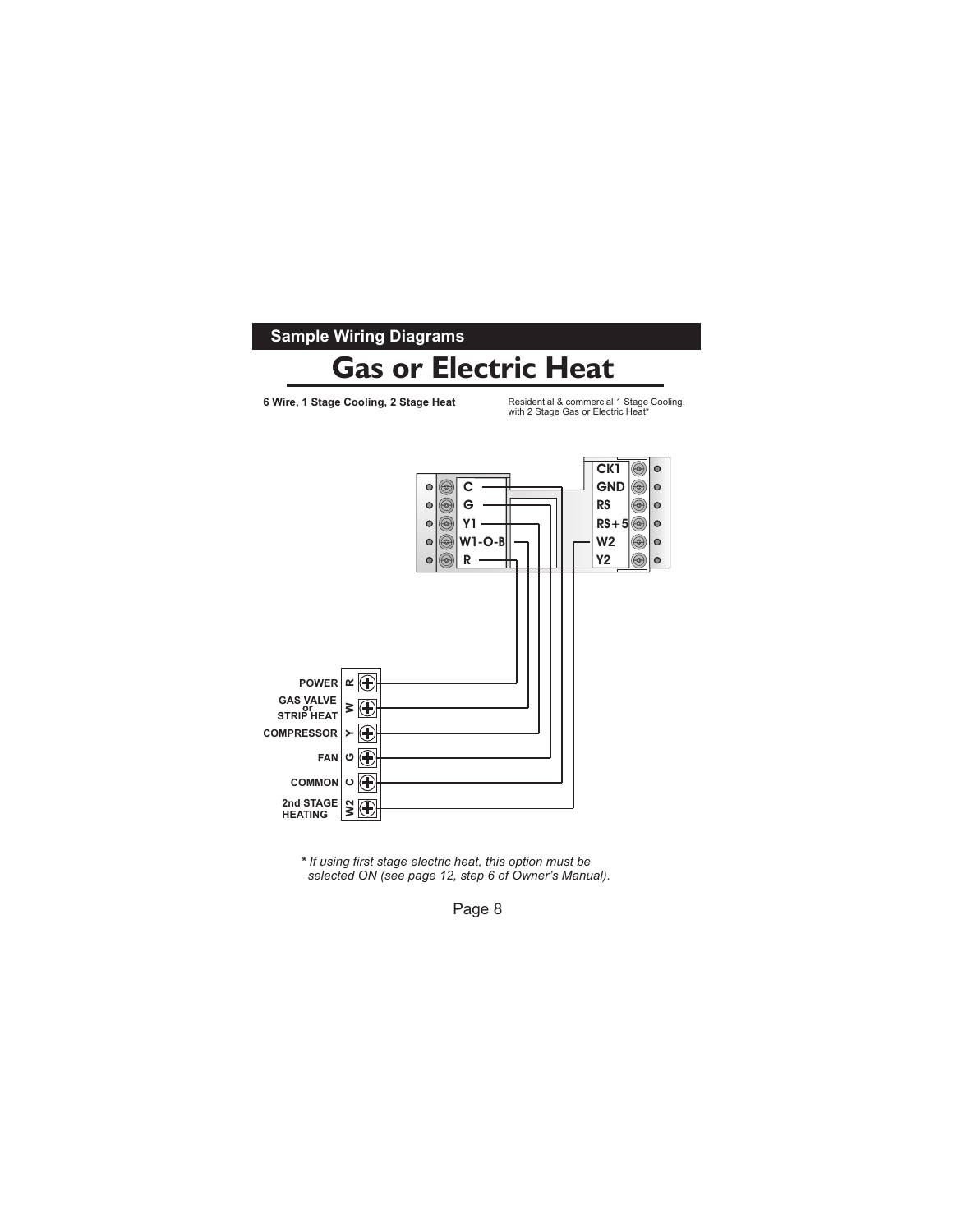## Sample Wiring Diagrams

# Gas or Electric Heat

**6 Wire, 1 Stage Cooling, 2 Stage Heat**

Residential & commercial 1 Stage Cooling, with 2 Stage Gas or Electric Heat*

C
G
Y1
W1-O-B
R

CK1
GND
RS
RS+5
W2
Y2

POWER R
GAS VALVE or STRIP HEAT W
COMPRESSOR Y
FAN G
COMMON C
2nd STAGE HEATING W2

*\* If using first stage electric heat, this option must be selected ON (see page 12, step 6 of Owner's Manual).*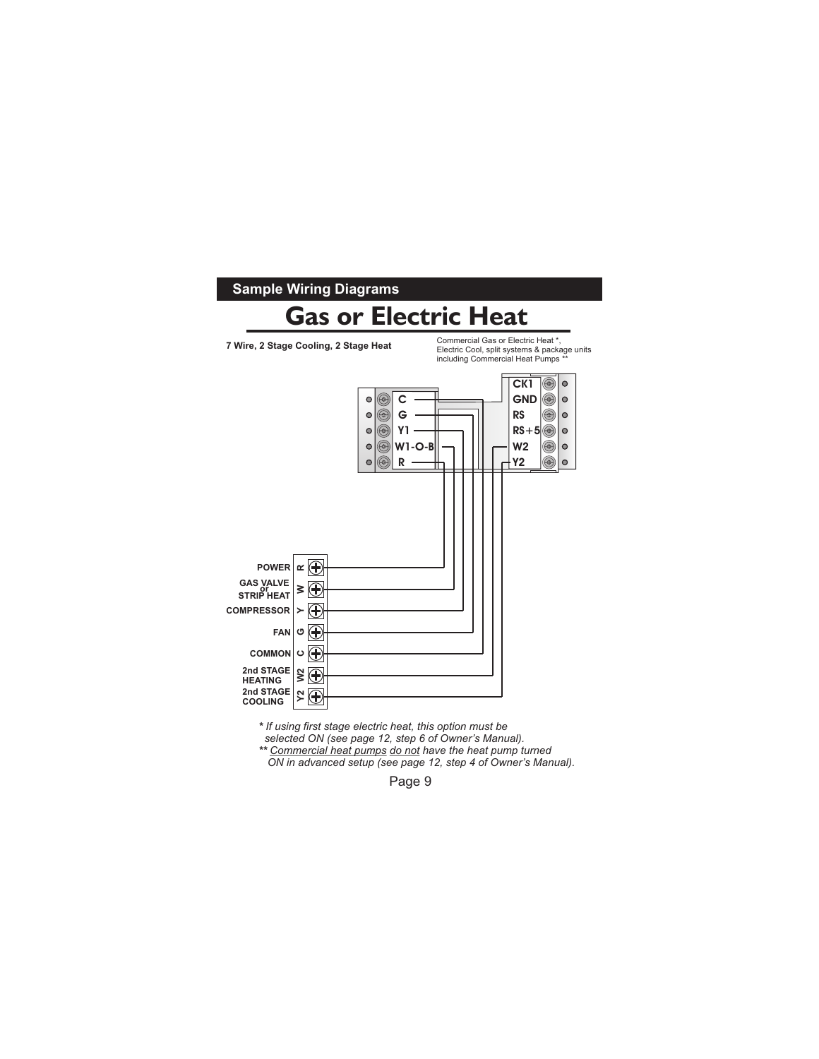## Sample Wiring Diagrams

# Gas or Electric Heat

**7 Wire, 2 Stage Cooling, 2 Stage Heat**

Commercial Gas or Electric Heat *, Electric Cool, split systems & package units including Commercial Heat Pumps **

C
G
Y1
W1-O-B
R

CK1
GND
RS
RS+5
W2
Y2

POWER R
GAS VALVE or STRIP HEAT W
COMPRESSOR Y
FAN G
COMMON C
2nd STAGE HEATING W2
2nd STAGE COOLING Y2

*\* If using first stage electric heat, this option must be selected ON (see page 12, step 6 of Owner's Manual).*

*\*\* Commercial heat pumps do not have the heat pump turned ON in advanced setup (see page 12, step 4 of Owner's Manual).*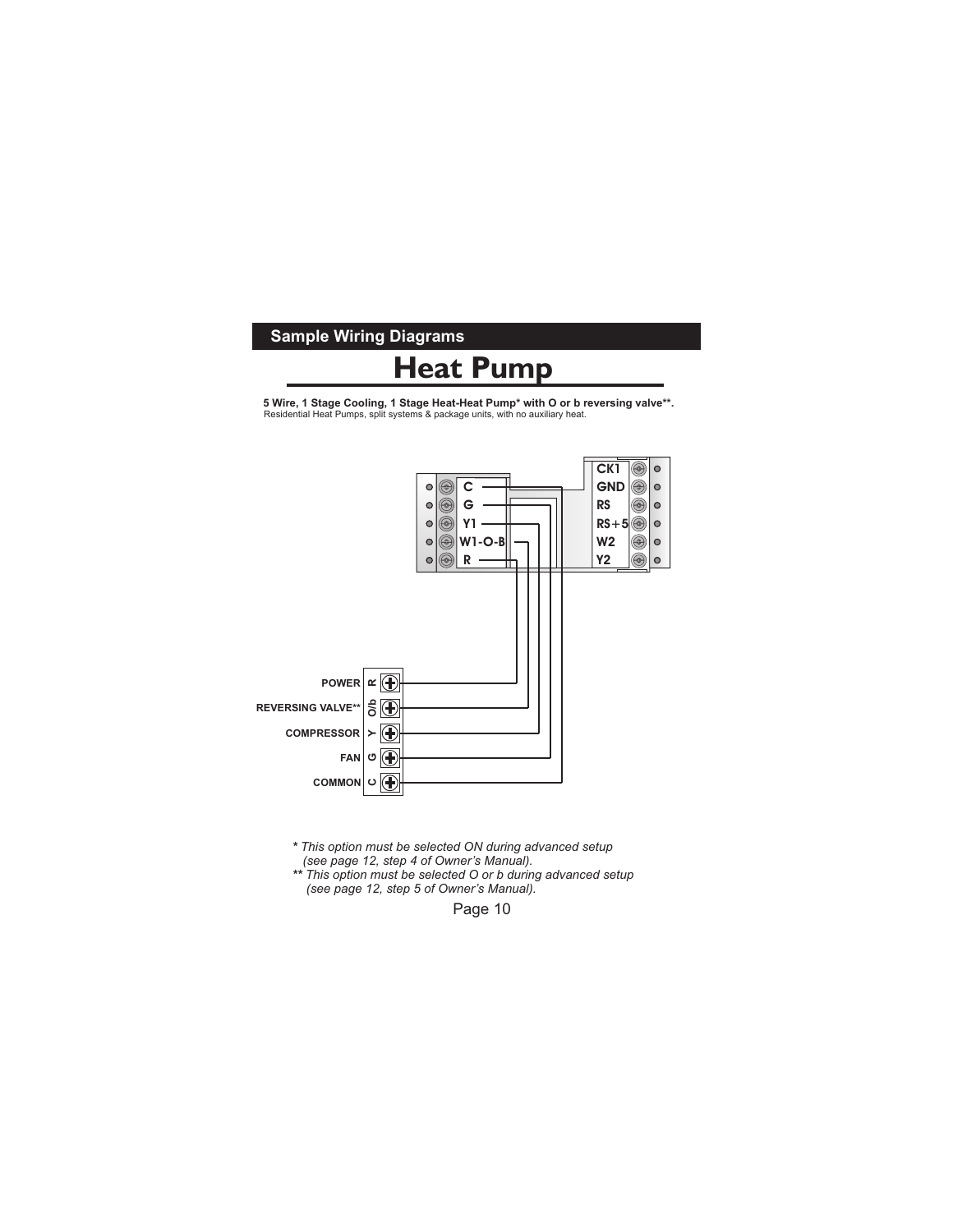## Sample Wiring Diagrams

# Heat Pump

**5 Wire, 1 Stage Cooling, 1 Stage Heat-Heat Pump* with O or b reversing valve**.**
Residential Heat Pumps, split systems & package units, with no auxiliary heat.

C
G
Y1
W1-O-B
R

CK1
GND
RS
RS+5
W2
Y2

POWER R
REVERSING VALVE** O/b
COMPRESSOR Y
FAN G
COMMON C

*\* This option must be selected ON during advanced setup (see page 12, step 4 of Owner's Manual).*

*\*\* This option must be selected O or b during advanced setup (see page 12, step 5 of Owner's Manual).*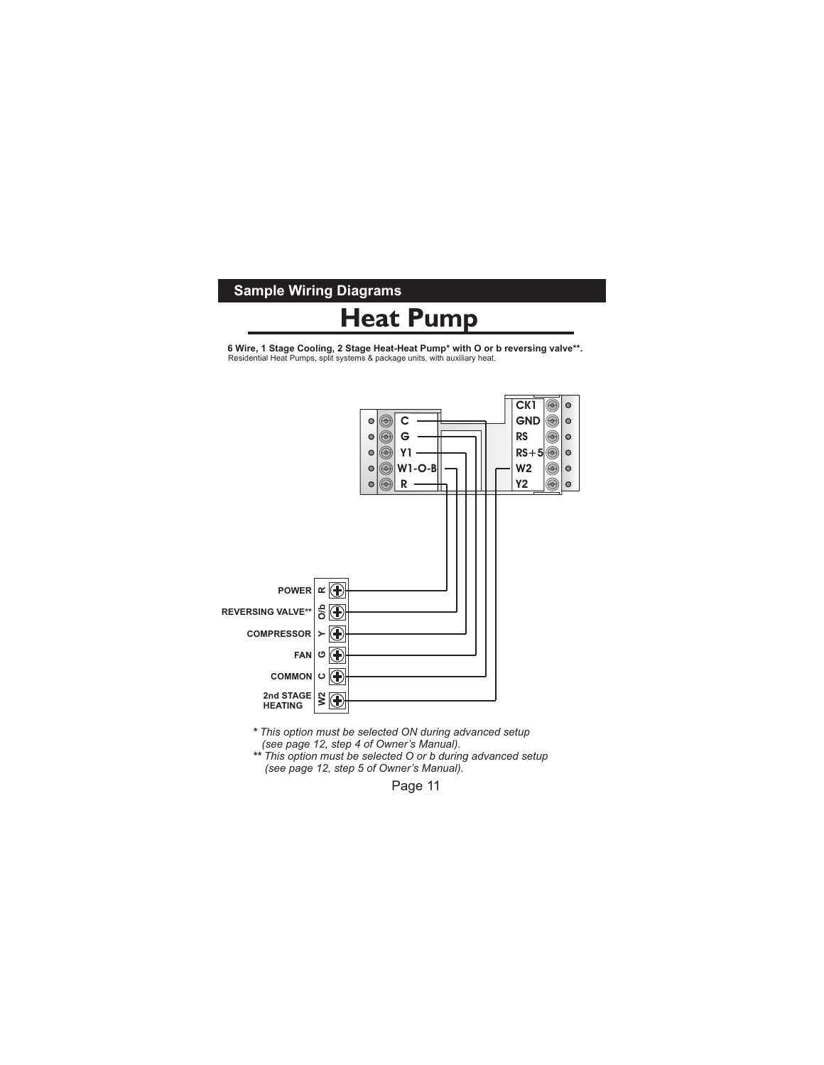## Sample Wiring Diagrams

# Heat Pump

**6 Wire, 1 Stage Cooling, 2 Stage Heat-Heat Pump* with O or b reversing valve**.**
Residential Heat Pumps, split systems & package units, with auxiliary heat.

C
G
Y1
W1-O-B
R

CK1
GND
RS
RS+5
W2
Y2

POWER R
REVERSING VALVE** O/b
COMPRESSOR Y
FAN G
COMMON C
2nd STAGE HEATING W2

*\* This option must be selected ON during advanced setup (see page 12, step 4 of Owner's Manual).*
*\*\* This option must be selected O or b during advanced setup (see page 12, step 5 of Owner's Manual).*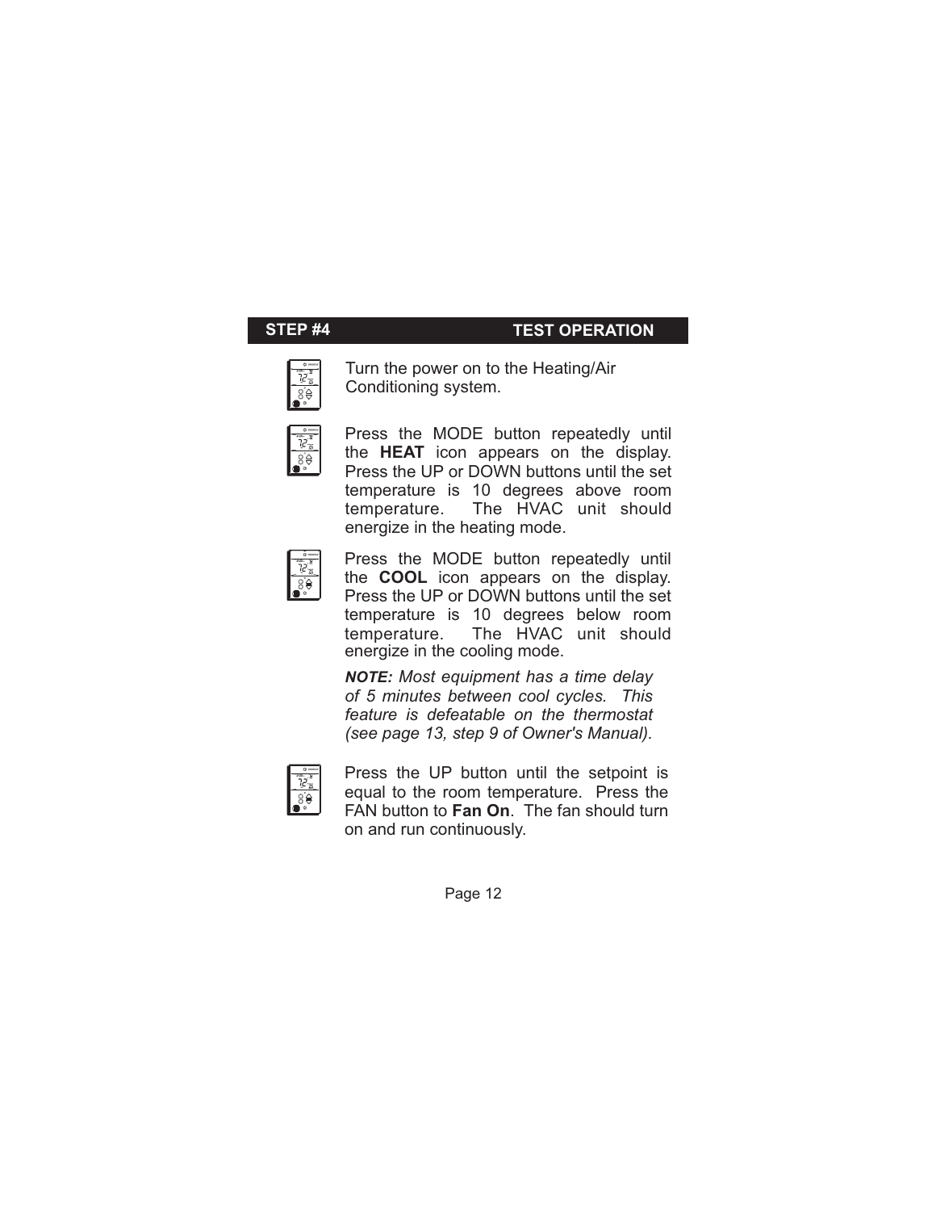## STEP #4 TEST OPERATION

Turn the power on to the Heating/Air Conditioning system.

Press the MODE button repeatedly until the **HEAT** icon appears on the display. Press the UP or DOWN buttons until the set temperature is 10 degrees above room temperature. The HVAC unit should energize in the heating mode.

Press the MODE button repeatedly until the **COOL** icon appears on the display. Press the UP or DOWN buttons until the set temperature is 10 degrees below room temperature. The HVAC unit should energize in the cooling mode.

***NOTE:*** *Most equipment has a time delay of 5 minutes between cool cycles. This feature is defeatable on the thermostat (see page 13, step 9 of Owner's Manual).*

Press the UP button until the setpoint is equal to the room temperature. Press the FAN button to **Fan On**. The fan should turn on and run continuously.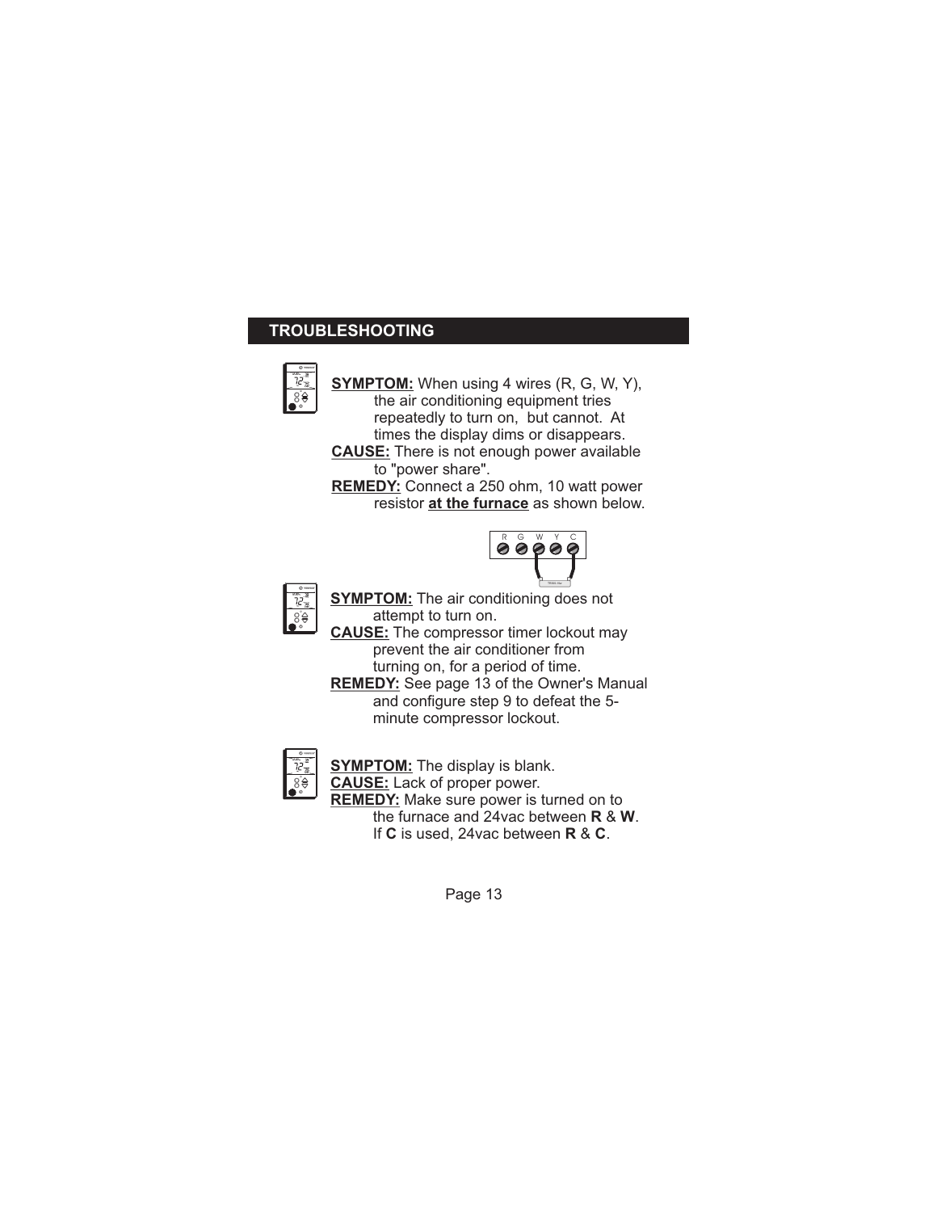## TROUBLESHOOTING

**SYMPTOM:** When using 4 wires (R, G, W, Y), the air conditioning equipment tries repeatedly to turn on, but cannot. At times the display dims or disappears.

**CAUSE:** There is not enough power available to "power share".

**REMEDY:** Connect a 250 ohm, 10 watt power resistor **at the furnace** as shown below.

R G W Y C

**SYMPTOM:** The air conditioning does not attempt to turn on.

**CAUSE:** The compressor timer lockout may prevent the air conditioner from turning on, for a period of time.

**REMEDY:** See page 13 of the Owner's Manual and configure step 9 to defeat the 5-minute compressor lockout.

**SYMPTOM:** The display is blank.

**CAUSE:** Lack of proper power.

**REMEDY:** Make sure power is turned on to the furnace and 24vac between **R** & **W**. If **C** is used, 24vac between **R** & **C**.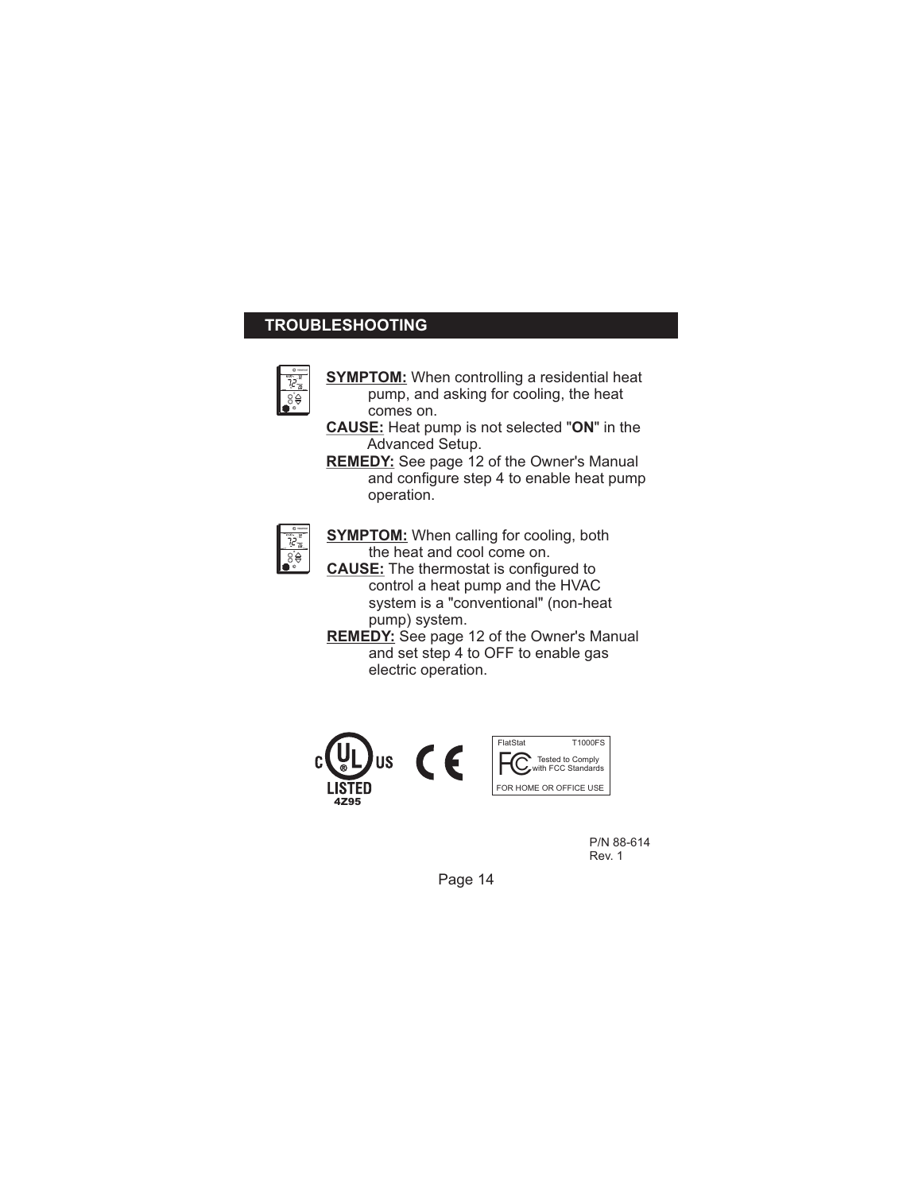## TROUBLESHOOTING

**SYMPTOM:** When controlling a residential heat pump, and asking for cooling, the heat comes on.

**CAUSE:** Heat pump is not selected "**ON**" in the Advanced Setup.

**REMEDY:** See page 12 of the Owner's Manual and configure step 4 to enable heat pump operation.

**SYMPTOM:** When calling for cooling, both the heat and cool come on.

**CAUSE:** The thermostat is configured to control a heat pump and the HVAC system is a "conventional" (non-heat pump) system.

**REMEDY:** See page 12 of the Owner's Manual and set step 4 to OFF to enable gas electric operation.

C UL US LISTED 4Z95

CE

FlatStat T1000FS
Tested to Comply with FCC Standards
FOR HOME OR OFFICE USE

P/N 88-614
Rev. 1